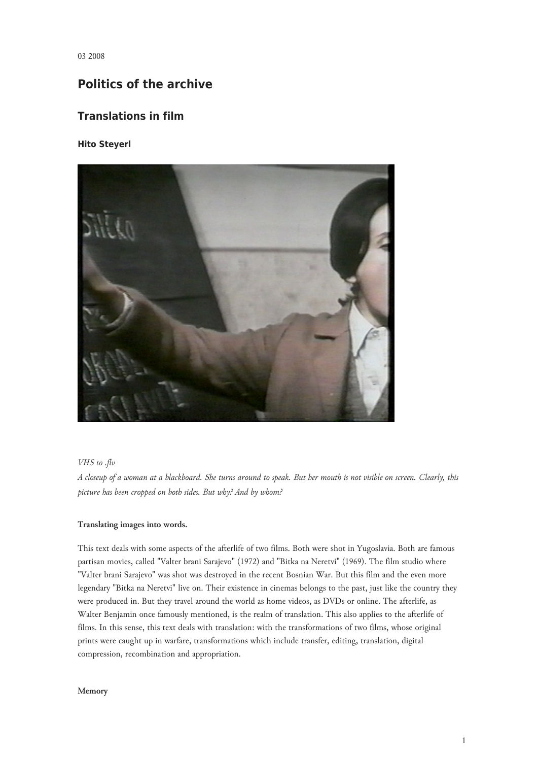03 2008

# Politics of the archive

## Translations in film

### Hito Steyerl

*VHS to .flv*

*A closeup of a woman at a blackboard. She turns around to speak. But her mouth is not visible on screen. Clearly, this picture has been cropped on both sides. But why? And by whom?*

**Translating images into words.**

This text deals with some aspects of the afterlife of two films. Both were shot in Yugoslavia. Both are famous partisan movies, called "Valter brani Sarajevo" (1972) and "Bitka na Neretvi" (1969). The film studio where "Valter brani Sarajevo" was shot was destroyed in the recent Bosnian War. But this film and the even more legendary "Bitka na Neretvi" live on. Their existence in cinemas belongs to the past, just like the country they were produced in. But they travel around the world as home videos, as DVDs or online. The afterlife, as Walter Benjamin once famously mentioned, is the realm of translation. This also applies to the afterlife of films. In this sense, this text deals with translation: with the transformations of two films, whose original prints were caught up in warfare, transformations which include transfer, editing, translation, digital compression, recombination and appropriation.

**Memory**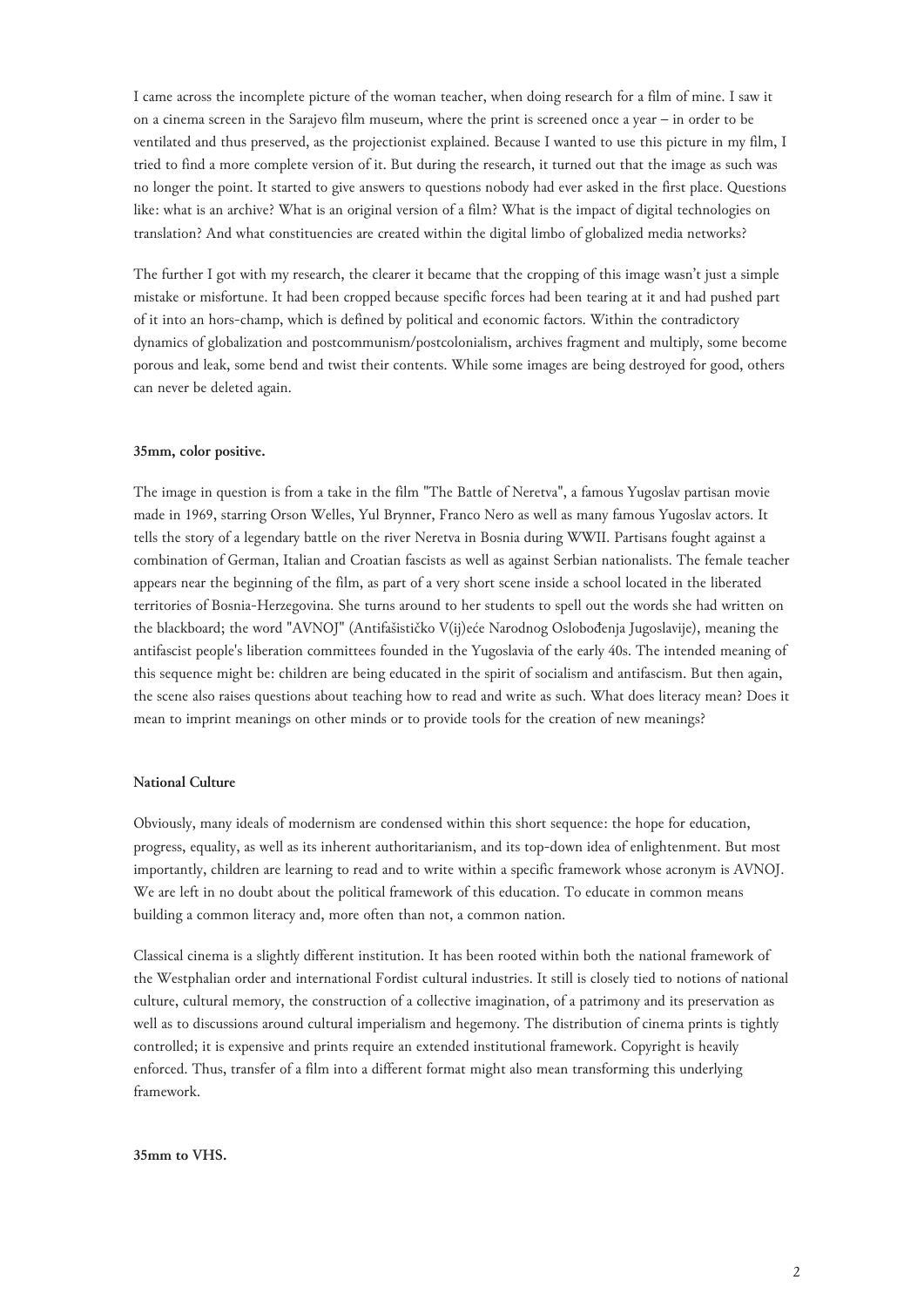I came across the incomplete picture of the woman teacher, when doing research for a film of mine. I saw it on a cinema screen in the Sarajevo film museum, where the print is screened once a year – in order to be ventilated and thus preserved, as the projectionist explained. Because I wanted to use this picture in my film, I tried to find a more complete version of it. But during the research, it turned out that the image as such was no longer the point. It started to give answers to questions nobody had ever asked in the first place. Questions like: what is an archive? What is an original version of a film? What is the impact of digital technologies on translation? And what constituencies are created within the digital limbo of globalized media networks?

The further I got with my research, the clearer it became that the cropping of this image wasn't just a simple mistake or misfortune. It had been cropped because specific forces had been tearing at it and had pushed part of it into an hors-champ, which is defined by political and economic factors. Within the contradictory dynamics of globalization and postcommunism/postcolonialism, archives fragment and multiply, some become porous and leak, some bend and twist their contents. While some images are being destroyed for good, others can never be deleted again.

**35mm, color positive.**

The image in question is from a take in the film "The Battle of Neretva", a famous Yugoslav partisan movie made in 1969, starring Orson Welles, Yul Brynner, Franco Nero as well as many famous Yugoslav actors. It tells the story of a legendary battle on the river Neretva in Bosnia during WWII. Partisans fought against a combination of German, Italian and Croatian fascists as well as against Serbian nationalists. The female teacher appears near the beginning of the film, as part of a very short scene inside a school located in the liberated territories of Bosnia-Herzegovina. She turns around to her students to spell out the words she had written on the blackboard; the word "AVNOJ" (Antifašističko V(ij)eće Narodnog Oslobođenja Jugoslavije), meaning the antifascist people's liberation committees founded in the Yugoslavia of the early 40s. The intended meaning of this sequence might be: children are being educated in the spirit of socialism and antifascism. But then again, the scene also raises questions about teaching how to read and write as such. What does literacy mean? Does it mean to imprint meanings on other minds or to provide tools for the creation of new meanings?

**National Culture**

Obviously, many ideals of modernism are condensed within this short sequence: the hope for education, progress, equality, as well as its inherent authoritarianism, and its top-down idea of enlightenment. But most importantly, children are learning to read and to write within a specific framework whose acronym is AVNOJ. We are left in no doubt about the political framework of this education. To educate in common means building a common literacy and, more often than not, a common nation.

Classical cinema is a slightly different institution. It has been rooted within both the national framework of the Westphalian order and international Fordist cultural industries. It still is closely tied to notions of national culture, cultural memory, the construction of a collective imagination, of a patrimony and its preservation as well as to discussions around cultural imperialism and hegemony. The distribution of cinema prints is tightly controlled; it is expensive and prints require an extended institutional framework. Copyright is heavily enforced. Thus, transfer of a film into a different format might also mean transforming this underlying framework.

**35mm to VHS.**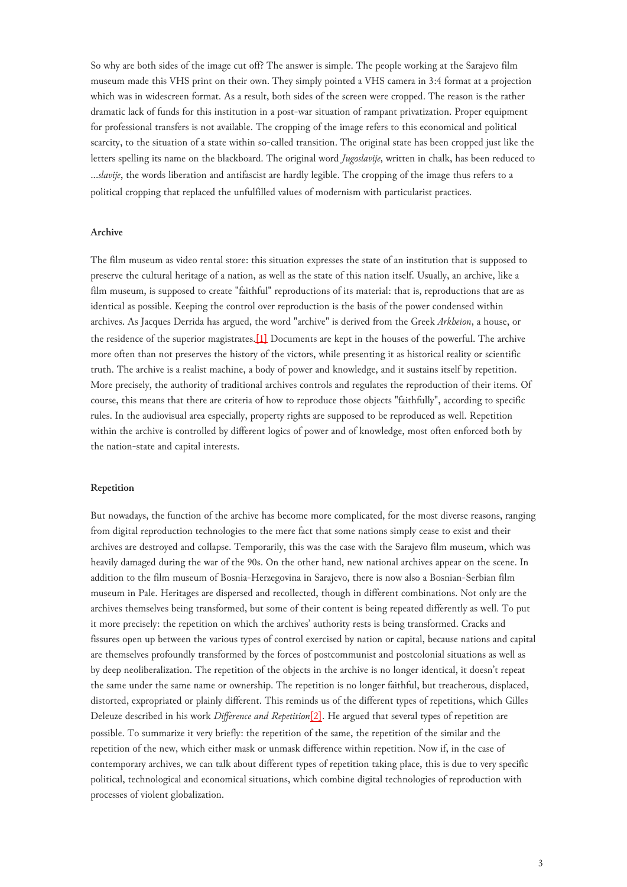So why are both sides of the image cut off? The answer is simple. The people working at the Sarajevo film museum made this VHS print on their own. They simply pointed a VHS camera in 3:4 format at a projection which was in widescreen format. As a result, both sides of the screen were cropped. The reason is the rather dramatic lack of funds for this institution in a post-war situation of rampant privatization. Proper equipment for professional transfers is not available. The cropping of the image refers to this economical and political scarcity, to the situation of a state within so-called transition. The original state has been cropped just like the letters spelling its name on the blackboard. The original word *Jugoslavije*, written in chalk, has been reduced to ...*slavije*, the words liberation and antifascist are hardly legible. The cropping of the image thus refers to a political cropping that replaced the unfulfilled values of modernism with particularist practices.

#### Archive

The film museum as video rental store: this situation expresses the state of an institution that is supposed to preserve the cultural heritage of a nation, as well as the state of this nation itself. Usually, an archive, like a film museum, is supposed to create "faithful" reproductions of its material: that is, reproductions that are as identical as possible. Keeping the control over reproduction is the basis of the power condensed within archives. As Jacques Derrida has argued, the word "archive" is derived from the Greek *Arkheion*, a house, or the residence of the superior magistrates.[1] Documents are kept in the houses of the powerful. The archive more often than not preserves the history of the victors, while presenting it as historical reality or scientific truth. The archive is a realist machine, a body of power and knowledge, and it sustains itself by repetition. More precisely, the authority of traditional archives controls and regulates the reproduction of their items. Of course, this means that there are criteria of how to reproduce those objects "faithfully", according to specific rules. In the audiovisual area especially, property rights are supposed to be reproduced as well. Repetition within the archive is controlled by different logics of power and of knowledge, most often enforced both by the nation-state and capital interests.

#### Repetition

But nowadays, the function of the archive has become more complicated, for the most diverse reasons, ranging from digital reproduction technologies to the mere fact that some nations simply cease to exist and their archives are destroyed and collapse. Temporarily, this was the case with the Sarajevo film museum, which was heavily damaged during the war of the 90s. On the other hand, new national archives appear on the scene. In addition to the film museum of Bosnia-Herzegovina in Sarajevo, there is now also a Bosnian-Serbian film museum in Pale. Heritages are dispersed and recollected, though in different combinations. Not only are the archives themselves being transformed, but some of their content is being repeated differently as well. To put it more precisely: the repetition on which the archives' authority rests is being transformed. Cracks and fissures open up between the various types of control exercised by nation or capital, because nations and capital are themselves profoundly transformed by the forces of postcommunist and postcolonial situations as well as by deep neoliberalization. The repetition of the objects in the archive is no longer identical, it doesn't repeat the same under the same name or ownership. The repetition is no longer faithful, but treacherous, displaced, distorted, expropriated or plainly different. This reminds us of the different types of repetitions, which Gilles Deleuze described in his work *Difference and Repetition*[2]. He argued that several types of repetition are possible. To summarize it very briefly: the repetition of the same, the repetition of the similar and the repetition of the new, which either mask or unmask difference within repetition. Now if, in the case of contemporary archives, we can talk about different types of repetition taking place, this is due to very specific political, technological and economical situations, which combine digital technologies of reproduction with processes of violent globalization.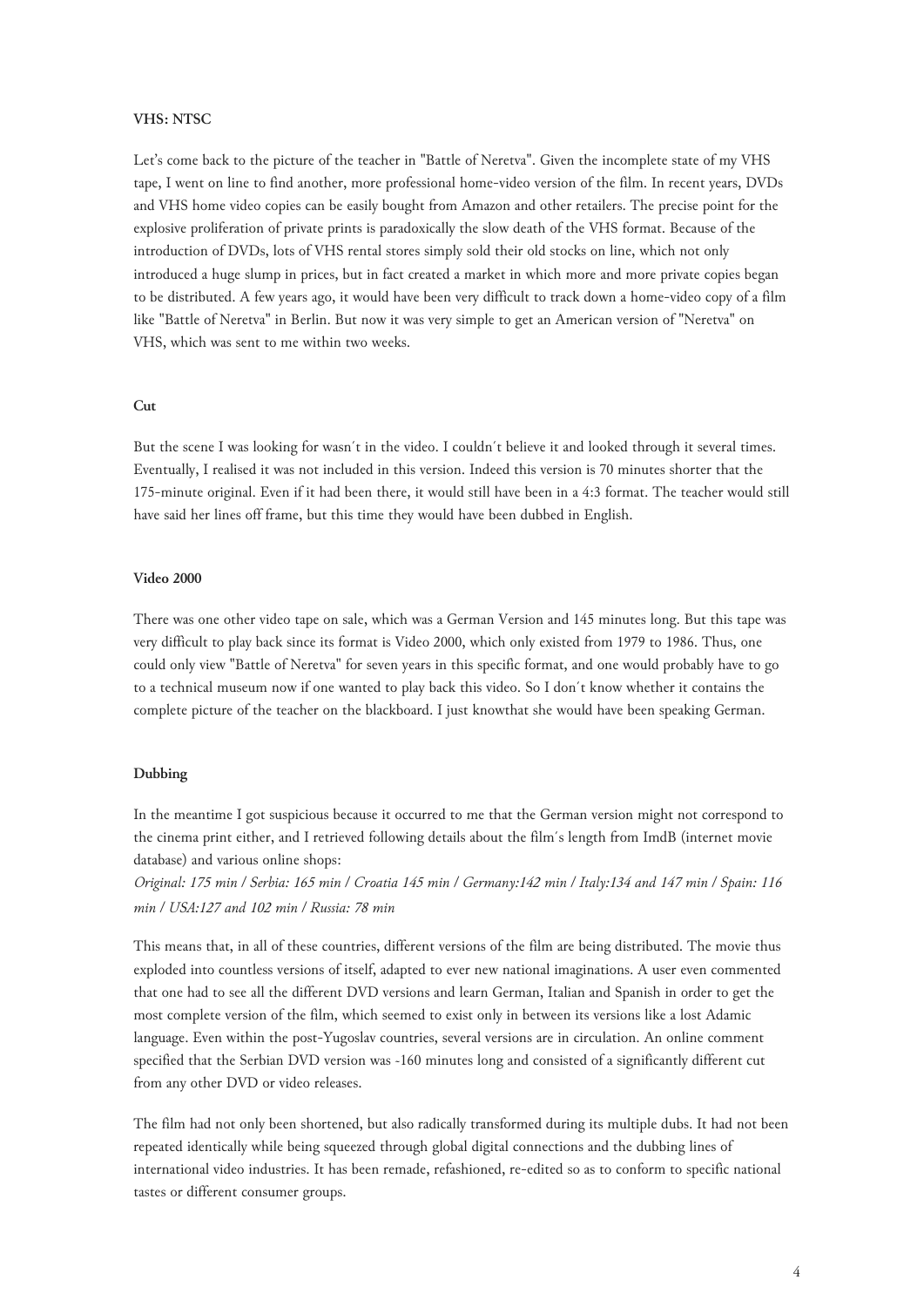**VHS: NTSC**

Let's come back to the picture of the teacher in "Battle of Neretva". Given the incomplete state of my VHS tape, I went on line to find another, more professional home-video version of the film. In recent years, DVDs and VHS home video copies can be easily bought from Amazon and other retailers. The precise point for the explosive proliferation of private prints is paradoxically the slow death of the VHS format. Because of the introduction of DVDs, lots of VHS rental stores simply sold their old stocks on line, which not only introduced a huge slump in prices, but in fact created a market in which more and more private copies began to be distributed. A few years ago, it would have been very difficult to track down a home-video copy of a film like "Battle of Neretva" in Berlin. But now it was very simple to get an American version of "Neretva" on VHS, which was sent to me within two weeks.

**Cut**

But the scene I was looking for wasn´t in the video. I couldn´t believe it and looked through it several times. Eventually, I realised it was not included in this version. Indeed this version is 70 minutes shorter that the 175-minute original. Even if it had been there, it would still have been in a 4:3 format. The teacher would still have said her lines off frame, but this time they would have been dubbed in English.

**Video 2000**

There was one other video tape on sale, which was a German Version and 145 minutes long. But this tape was very difficult to play back since its format is Video 2000, which only existed from 1979 to 1986. Thus, one could only view "Battle of Neretva" for seven years in this specific format, and one would probably have to go to a technical museum now if one wanted to play back this video. So I don´t know whether it contains the complete picture of the teacher on the blackboard. I just knowthat she would have been speaking German.

**Dubbing**

In the meantime I got suspicious because it occurred to me that the German version might not correspond to the cinema print either, and I retrieved following details about the film´s length from ImdB (internet movie database) and various online shops:

*Original: 175 min / Serbia: 165 min / Croatia 145 min / Germany:142 min / Italy:134 and 147 min / Spain: 116 min / USA:127 and 102 min / Russia: 78 min*

This means that, in all of these countries, different versions of the film are being distributed. The movie thus exploded into countless versions of itself, adapted to ever new national imaginations. A user even commented that one had to see all the different DVD versions and learn German, Italian and Spanish in order to get the most complete version of the film, which seemed to exist only in between its versions like a lost Adamic language. Even within the post-Yugoslav countries, several versions are in circulation. An online comment specified that the Serbian DVD version was ~160 minutes long and consisted of a significantly different cut from any other DVD or video releases.

The film had not only been shortened, but also radically transformed during its multiple dubs. It had not been repeated identically while being squeezed through global digital connections and the dubbing lines of international video industries. It has been remade, refashioned, re-edited so as to conform to specific national tastes or different consumer groups.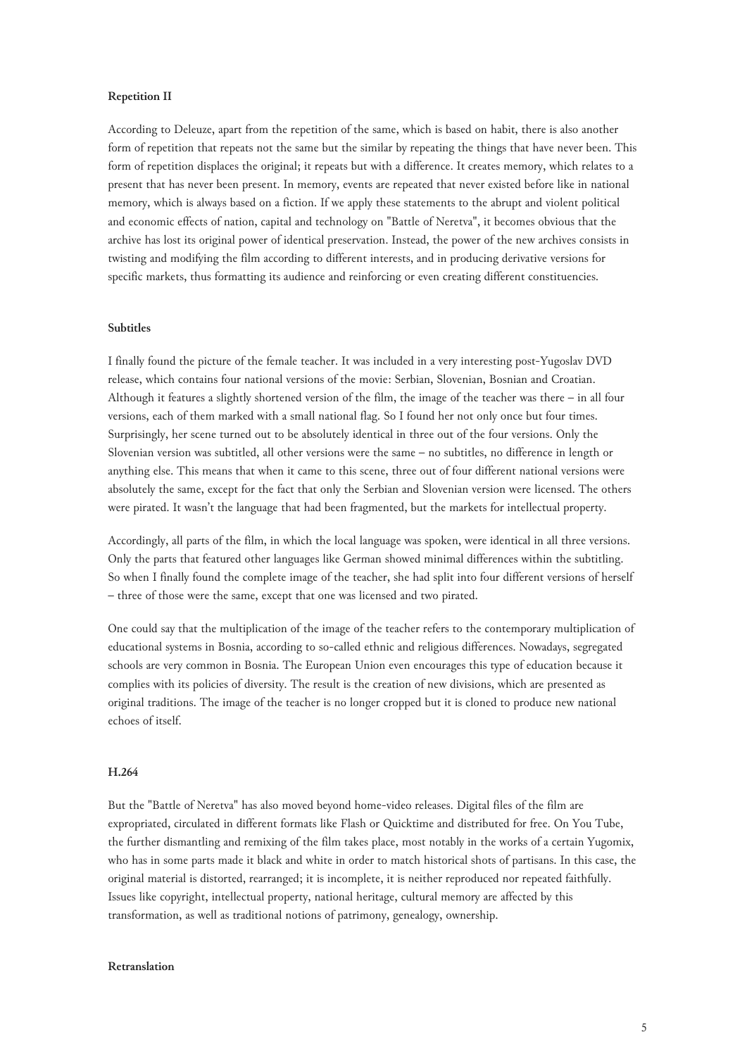**Repetition II**

According to Deleuze, apart from the repetition of the same, which is based on habit, there is also another form of repetition that repeats not the same but the similar by repeating the things that have never been. This form of repetition displaces the original; it repeats but with a difference. It creates memory, which relates to a present that has never been present. In memory, events are repeated that never existed before like in national memory, which is always based on a fiction. If we apply these statements to the abrupt and violent political and economic effects of nation, capital and technology on "Battle of Neretva", it becomes obvious that the archive has lost its original power of identical preservation. Instead, the power of the new archives consists in twisting and modifying the film according to different interests, and in producing derivative versions for specific markets, thus formatting its audience and reinforcing or even creating different constituencies.

**Subtitles**

I finally found the picture of the female teacher. It was included in a very interesting post-Yugoslav DVD release, which contains four national versions of the movie: Serbian, Slovenian, Bosnian and Croatian. Although it features a slightly shortened version of the film, the image of the teacher was there – in all four versions, each of them marked with a small national flag. So I found her not only once but four times. Surprisingly, her scene turned out to be absolutely identical in three out of the four versions. Only the Slovenian version was subtitled, all other versions were the same – no subtitles, no difference in length or anything else. This means that when it came to this scene, three out of four different national versions were absolutely the same, except for the fact that only the Serbian and Slovenian version were licensed. The others were pirated. It wasn't the language that had been fragmented, but the markets for intellectual property.

Accordingly, all parts of the film, in which the local language was spoken, were identical in all three versions. Only the parts that featured other languages like German showed minimal differences within the subtitling. So when I finally found the complete image of the teacher, she had split into four different versions of herself – three of those were the same, except that one was licensed and two pirated.

One could say that the multiplication of the image of the teacher refers to the contemporary multiplication of educational systems in Bosnia, according to so-called ethnic and religious differences. Nowadays, segregated schools are very common in Bosnia. The European Union even encourages this type of education because it complies with its policies of diversity. The result is the creation of new divisions, which are presented as original traditions. The image of the teacher is no longer cropped but it is cloned to produce new national echoes of itself.

**H.264**

But the "Battle of Neretva" has also moved beyond home-video releases. Digital files of the film are expropriated, circulated in different formats like Flash or Quicktime and distributed for free. On You Tube, the further dismantling and remixing of the film takes place, most notably in the works of a certain Yugomix, who has in some parts made it black and white in order to match historical shots of partisans. In this case, the original material is distorted, rearranged; it is incomplete, it is neither reproduced nor repeated faithfully. Issues like copyright, intellectual property, national heritage, cultural memory are affected by this transformation, as well as traditional notions of patrimony, genealogy, ownership.

**Retranslation**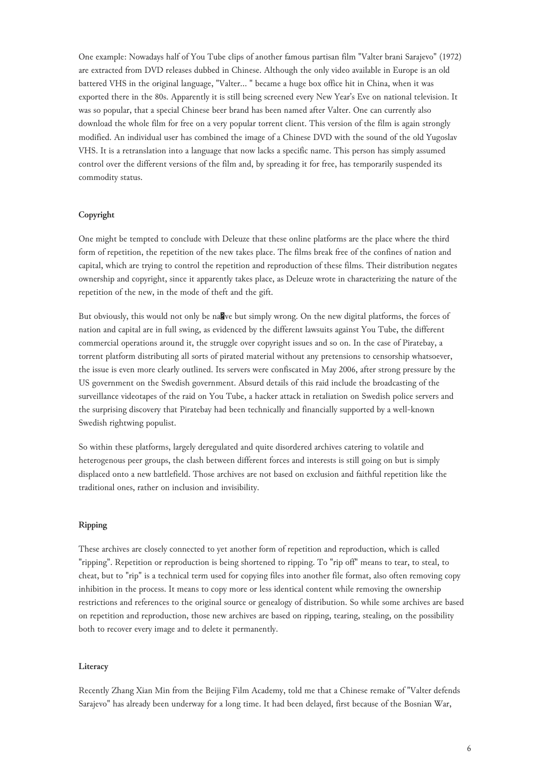One example: Nowadays half of You Tube clips of another famous partisan film "Valter brani Sarajevo" (1972) are extracted from DVD releases dubbed in Chinese. Although the only video available in Europe is an old battered VHS in the original language, "Valter... " became a huge box office hit in China, when it was exported there in the 80s. Apparently it is still being screened every New Year's Eve on national television. It was so popular, that a special Chinese beer brand has been named after Valter. One can currently also download the whole film for free on a very popular torrent client. This version of the film is again strongly modified. An individual user has combined the image of a Chinese DVD with the sound of the old Yugoslav VHS. It is a retranslation into a language that now lacks a specific name. This person has simply assumed control over the different versions of the film and, by spreading it for free, has temporarily suspended its commodity status.

#### Copyright

One might be tempted to conclude with Deleuze that these online platforms are the place where the third form of repetition, the repetition of the new takes place. The films break free of the confines of nation and capital, which are trying to control the repetition and reproduction of these films. Their distribution negates ownership and copyright, since it apparently takes place, as Deleuze wrote in characterizing the nature of the repetition of the new, in the mode of theft and the gift.

But obviously, this would not only be naïve but simply wrong. On the new digital platforms, the forces of nation and capital are in full swing, as evidenced by the different lawsuits against You Tube, the different commercial operations around it, the struggle over copyright issues and so on. In the case of Piratebay, a torrent platform distributing all sorts of pirated material without any pretensions to censorship whatsoever, the issue is even more clearly outlined. Its servers were confiscated in May 2006, after strong pressure by the US government on the Swedish government. Absurd details of this raid include the broadcasting of the surveillance videotapes of the raid on You Tube, a hacker attack in retaliation on Swedish police servers and the surprising discovery that Piratebay had been technically and financially supported by a well-known Swedish rightwing populist.

So within these platforms, largely deregulated and quite disordered archives catering to volatile and heterogenous peer groups, the clash between different forces and interests is still going on but is simply displaced onto a new battlefield. Those archives are not based on exclusion and faithful repetition like the traditional ones, rather on inclusion and invisibility.

#### Ripping

These archives are closely connected to yet another form of repetition and reproduction, which is called "ripping". Repetition or reproduction is being shortened to ripping. To "rip off" means to tear, to steal, to cheat, but to "rip" is a technical term used for copying files into another file format, also often removing copy inhibition in the process. It means to copy more or less identical content while removing the ownership restrictions and references to the original source or genealogy of distribution. So while some archives are based on repetition and reproduction, those new archives are based on ripping, tearing, stealing, on the possibility both to recover every image and to delete it permanently.

#### Literacy

Recently Zhang Xian Min from the Beijing Film Academy, told me that a Chinese remake of "Valter defends Sarajevo" has already been underway for a long time. It had been delayed, first because of the Bosnian War,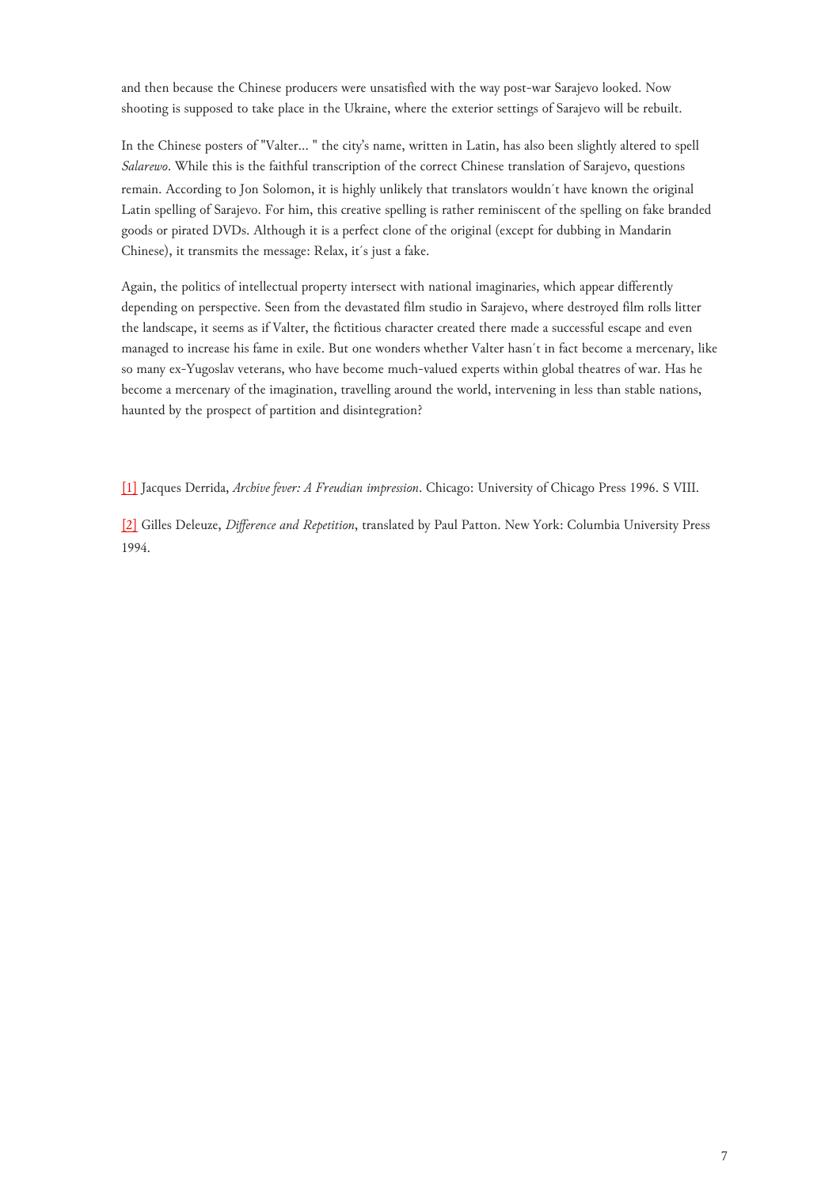and then because the Chinese producers were unsatisfied with the way post-war Sarajevo looked. Now shooting is supposed to take place in the Ukraine, where the exterior settings of Sarajevo will be rebuilt.

In the Chinese posters of "Valter... " the city's name, written in Latin, has also been slightly altered to spell *Salarewo*. While this is the faithful transcription of the correct Chinese translation of Sarajevo, questions remain. According to Jon Solomon, it is highly unlikely that translators wouldn´t have known the original Latin spelling of Sarajevo. For him, this creative spelling is rather reminiscent of the spelling on fake branded goods or pirated DVDs. Although it is a perfect clone of the original (except for dubbing in Mandarin Chinese), it transmits the message: Relax, it´s just a fake.

Again, the politics of intellectual property intersect with national imaginaries, which appear differently depending on perspective. Seen from the devastated film studio in Sarajevo, where destroyed film rolls litter the landscape, it seems as if Valter, the fictitious character created there made a successful escape and even managed to increase his fame in exile. But one wonders whether Valter hasn´t in fact become a mercenary, like so many ex-Yugoslav veterans, who have become much-valued experts within global theatres of war. Has he become a mercenary of the imagination, travelling around the world, intervening in less than stable nations, haunted by the prospect of partition and disintegration?

[1] Jacques Derrida, *Archive fever: A Freudian impression*. Chicago: University of Chicago Press 1996. S VIII.

[2] Gilles Deleuze, *Difference and Repetition*, translated by Paul Patton. New York: Columbia University Press 1994.